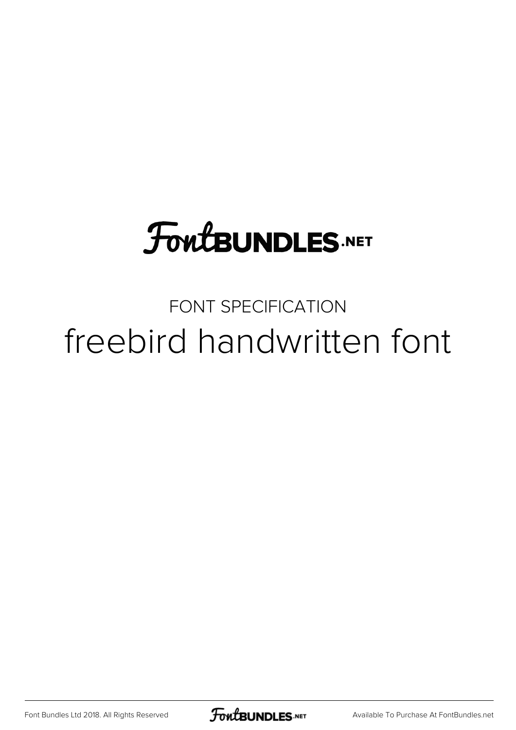# FontBUNDLES.NET

FONT SPECIFICATION

## freebird handwritten font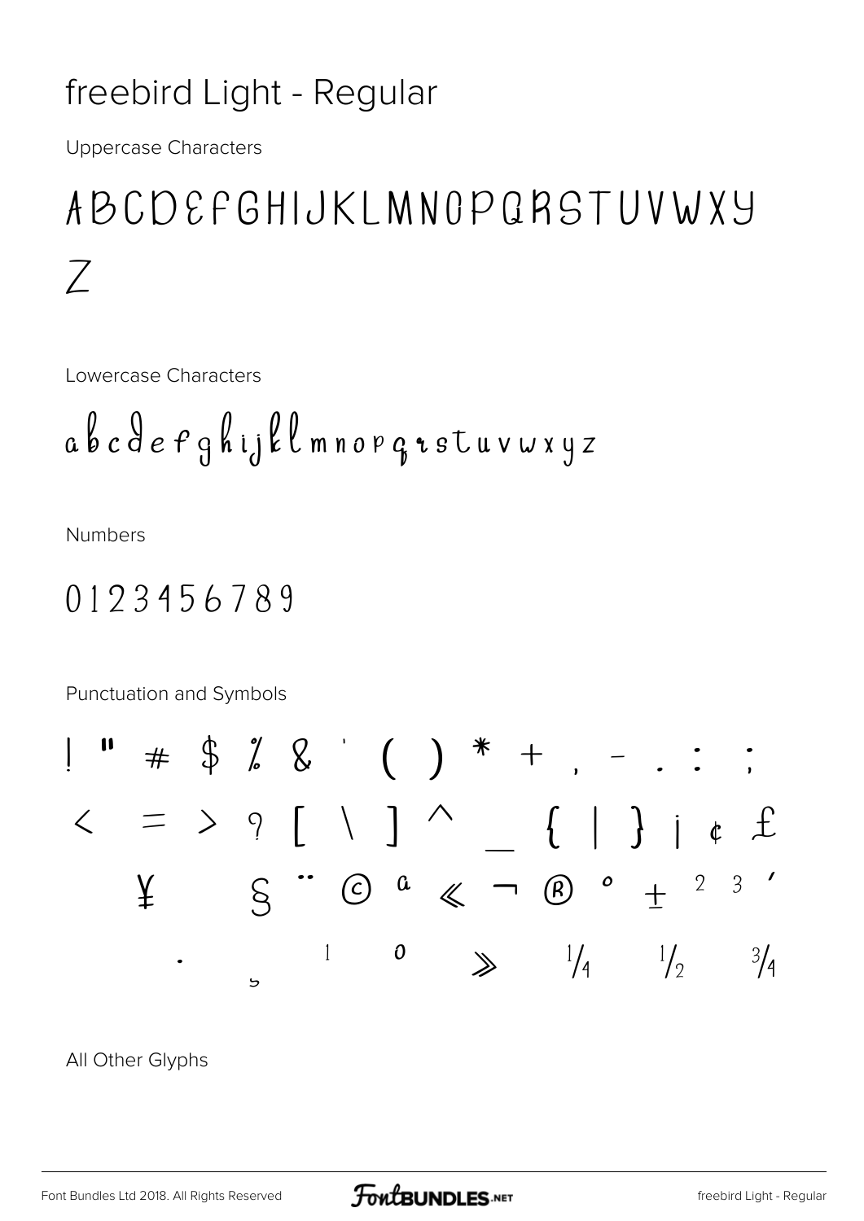# freebird Light - Regular

Uppercase Characters

ABCDEFGHIJKLMNOPQRSTUVWXYZ

Lowercase Characters

abcdefghijklmnopqrstuvwxyz

Numbers

0123456789

Punctuation and Symbols

! " # $ % & ' ( ) * + , - . : ;

< = > ? [ \ ] ^ _ { | } ¡ ¢ £

¥ § ¨ © ª « ¬ ® ° ± ² ³ ´

· ¸ ¹ º » ¼ ½ ¾

All Other Glyphs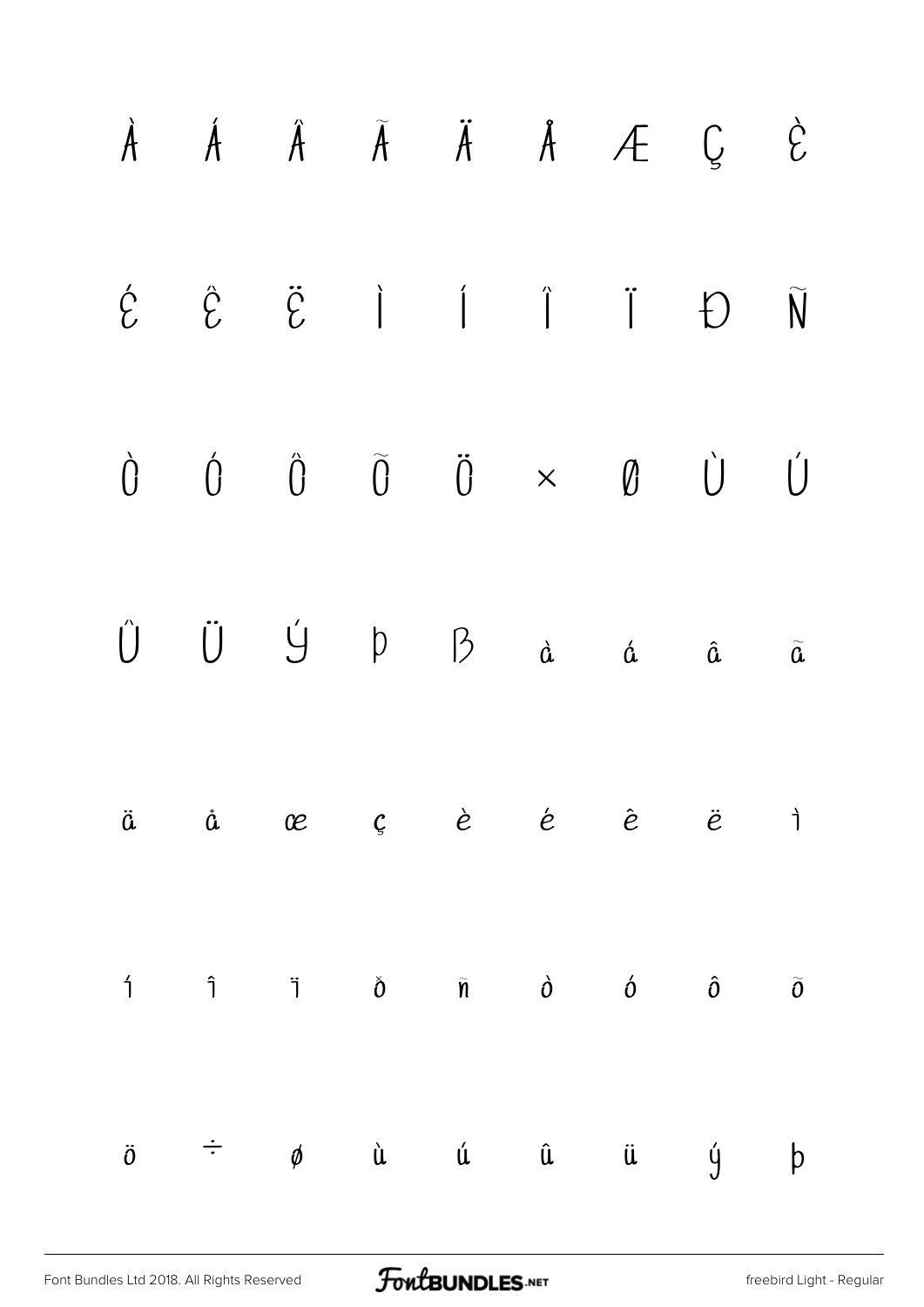À Á Â Ã Ä Å Æ Ç È

É Ê Ë Ì Í Î Ï Ð Ñ

Ò Ó Ô Õ Ö × Ø Ù Ú

Û Ü Ý Þ ß à á â ã

ä å æ ç è é ê ë ì

í î ï ð ñ ò ó ô õ

ö ÷ ø ù ú û ü ý þ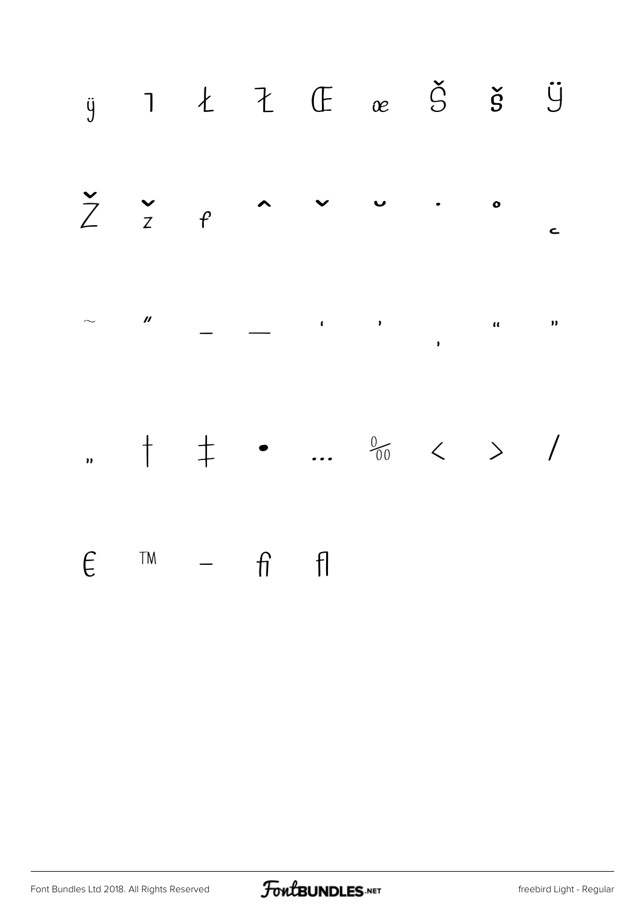ÿ ı Ł ł Œ œ Š š Ÿ

Ž ž ƒ ˆ ˇ ˘ ˙ ˚ ˛

˜ ˝ – — ‘ ’ ‚ “ ”

„ † ‡ • … ‰ ‹ › ⁄

€ ™ − ﬁ ﬂ